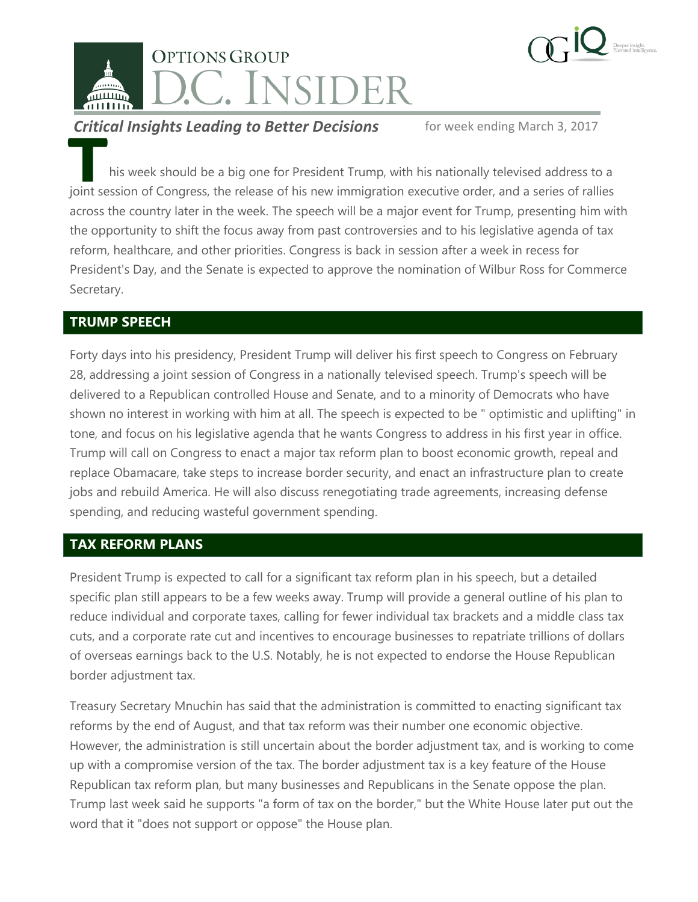# OPTIONS GROUP D.C. INSIDER

***Critical Insights Leading to Better Decisions*** for week ending March 3, 2017

This week should be a big one for President Trump, with his nationally televised address to a joint session of Congress, the release of his new immigration executive order, and a series of rallies across the country later in the week. The speech will be a major event for Trump, presenting him with the opportunity to shift the focus away from past controversies and to his legislative agenda of tax reform, healthcare, and other priorities. Congress is back in session after a week in recess for President's Day, and the Senate is expected to approve the nomination of Wilbur Ross for Commerce Secretary.

## TRUMP SPEECH

Forty days into his presidency, President Trump will deliver his first speech to Congress on February 28, addressing a joint session of Congress in a nationally televised speech. Trump's speech will be delivered to a Republican controlled House and Senate, and to a minority of Democrats who have shown no interest in working with him at all. The speech is expected to be " optimistic and uplifting" in tone, and focus on his legislative agenda that he wants Congress to address in his first year in office. Trump will call on Congress to enact a major tax reform plan to boost economic growth, repeal and replace Obamacare, take steps to increase border security, and enact an infrastructure plan to create jobs and rebuild America. He will also discuss renegotiating trade agreements, increasing defense spending, and reducing wasteful government spending.

## TAX REFORM PLANS

President Trump is expected to call for a significant tax reform plan in his speech, but a detailed specific plan still appears to be a few weeks away. Trump will provide a general outline of his plan to reduce individual and corporate taxes, calling for fewer individual tax brackets and a middle class tax cuts, and a corporate rate cut and incentives to encourage businesses to repatriate trillions of dollars of overseas earnings back to the U.S. Notably, he is not expected to endorse the House Republican border adjustment tax.

Treasury Secretary Mnuchin has said that the administration is committed to enacting significant tax reforms by the end of August, and that tax reform was their number one economic objective. However, the administration is still uncertain about the border adjustment tax, and is working to come up with a compromise version of the tax. The border adjustment tax is a key feature of the House Republican tax reform plan, but many businesses and Republicans in the Senate oppose the plan. Trump last week said he supports "a form of tax on the border," but the White House later put out the word that it "does not support or oppose" the House plan.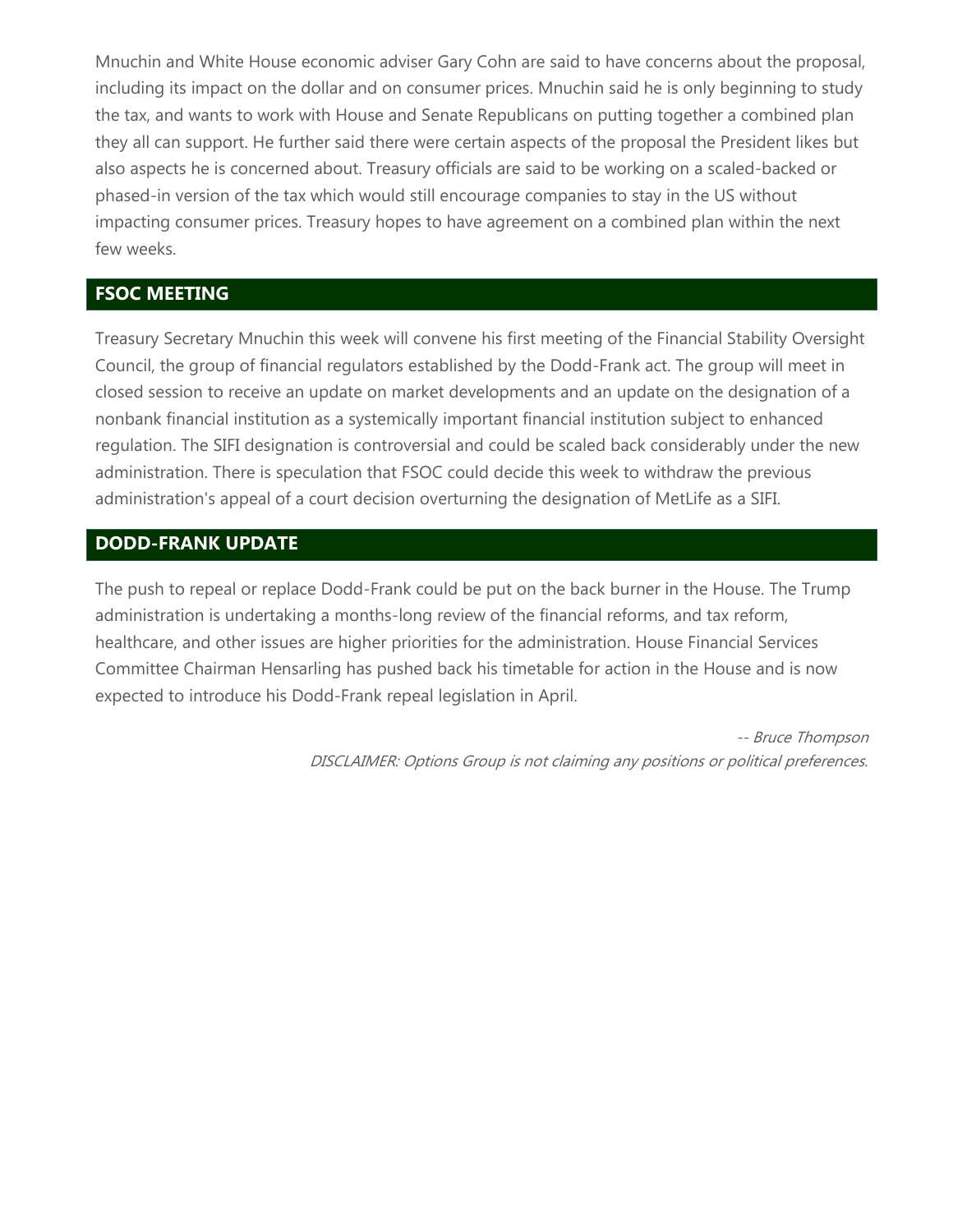Mnuchin and White House economic adviser Gary Cohn are said to have concerns about the proposal, including its impact on the dollar and on consumer prices. Mnuchin said he is only beginning to study the tax, and wants to work with House and Senate Republicans on putting together a combined plan they all can support. He further said there were certain aspects of the proposal the President likes but also aspects he is concerned about. Treasury officials are said to be working on a scaled-backed or phased-in version of the tax which would still encourage companies to stay in the US without impacting consumer prices. Treasury hopes to have agreement on a combined plan within the next few weeks.

## FSOC MEETING

Treasury Secretary Mnuchin this week will convene his first meeting of the Financial Stability Oversight Council, the group of financial regulators established by the Dodd-Frank act. The group will meet in closed session to receive an update on market developments and an update on the designation of a nonbank financial institution as a systemically important financial institution subject to enhanced regulation. The SIFI designation is controversial and could be scaled back considerably under the new administration. There is speculation that FSOC could decide this week to withdraw the previous administration's appeal of a court decision overturning the designation of MetLife as a SIFI.

## DODD-FRANK UPDATE

The push to repeal or replace Dodd-Frank could be put on the back burner in the House. The Trump administration is undertaking a months-long review of the financial reforms, and tax reform, healthcare, and other issues are higher priorities for the administration. House Financial Services Committee Chairman Hensarling has pushed back his timetable for action in the House and is now expected to introduce his Dodd-Frank repeal legislation in April.

*-- Bruce Thompson*

*DISCLAIMER: Options Group is not claiming any positions or political preferences.*